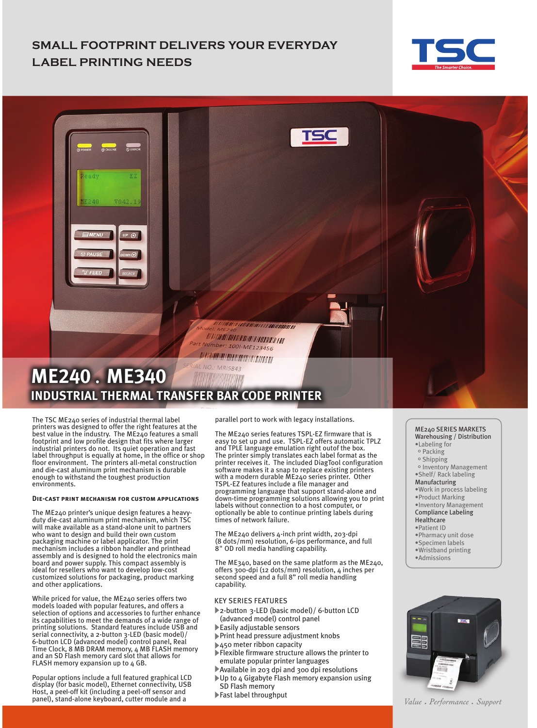# SMALL FOOTPRINT DELIVERS YOUR EVERYDAY LABEL PRINTING NEEDS

# ME240 . ME340

## INDUSTRIAL THERMAL TRANSFER BAR CODE PRINTER

The TSC ME240 series of industrial thermal label printers was designed to offer the right features at the best value in the industry. The ME240 features a small footprint and low profile design that fits where larger industrial printers do not. Its quiet operation and fast label throughput is equally at home, in the office or shop floor environment. The printers all-metal construction and die-cast aluminum print mechanism is durable enough to withstand the toughest production environments.

### DIE-CAST PRINT MECHANISM FOR CUSTOM APPLICATIONS

The ME240 printer's unique design features a heavy-duty die-cast aluminum print mechanism, which TSC will make available as a stand-alone unit to partners who want to design and build their own custom packaging machine or label applicator. The print mechanism includes a ribbon handler and printhead assembly and is designed to hold the electronics main board and power supply. This compact assembly is ideal for resellers who want to develop low-cost customized solutions for packaging, product marking and other applications.

While priced for value, the ME240 series offers two models loaded with popular features, and offers a selection of options and accessories to further enhance its capabilities to meet the demands of a wide range of printing solutions. Standard features include USB and serial connectivity, a 2-button 3-LED (basic model)/ 6-button LCD (advanced model) control panel, Real Time Clock, 8 MB DRAM memory, 4 MB FLASH memory and an SD Flash memory card slot that allows for FLASH memory expansion up to 4 GB.

Popular options include a full featured graphical LCD display (for basic model), Ethernet connectivity, USB Host, a peel-off kit (including a peel-off sensor and panel), stand-alone keyboard, cutter module and a parallel port to work with legacy installations.

The ME240 series features TSPL-EZ firmware that is easy to set up and use. TSPL-EZ offers automatic TPLZ and TPLE language emulation right outof the box. The printer simply translates each label format as the printer receives it. The included DiagTool configuration software makes it a snap to replace existing printers with a modern durable ME240 series printer. Other TSPL-EZ features include a file manager and programming language that support stand-alone and down-time programming solutions allowing you to print labels without connection to a host computer, or optionally be able to continue printing labels during times of network failure.

The ME240 delivers 4-inch print width, 203-dpi (8 dots/mm) resolution, 6-ips performance, and full 8" OD roll media handling capability.

The ME340, based on the same platform as the ME240, offers 300-dpi (12 dots/mm) resolution, 4 inches per second speed and a full 8" roll media handling capability.

### KEY SERIES FEATURES

- 2-button 3-LED (basic model)/ 6-button LCD (advanced model) control panel
- Easily adjustable sensors
- Print head pressure adjustment knobs
- 450 meter ribbon capacity
- Flexible firmware structure allows the printer to emulate popular printer languages
- Available in 203 dpi and 300 dpi resolutions
- Up to 4 Gigabyte Flash memory expansion using SD Flash memory
- Fast label throughput

### ME240 SERIES MARKETS

**Warehousing / Distribution**

- Labeling for
  - Packing
  - Shipping
  - Inventory Management
- Shelf/ Rack labeling

**Manufacturing**

- Work in process labeling
- Product Marking
- Inventory Management

**Compliance Labeling**

**Healthcare**

- Patient ID
- Pharmacy unit dose
- Specimen labels
- Wristband printing
- Admissions

*Value . Performance . Support*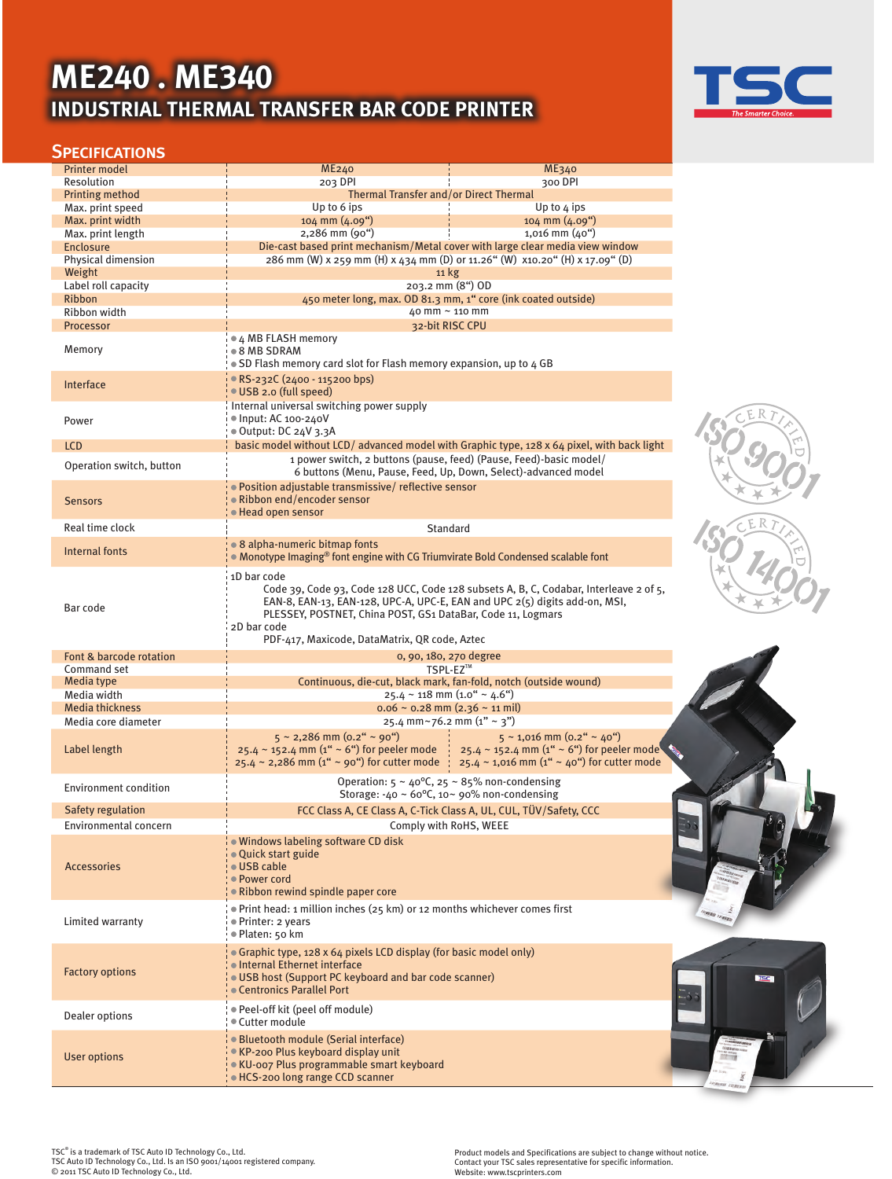# ME240 . ME340

## INDUSTRIAL THERMAL TRANSFER BAR CODE PRINTER

TSC
The Smarter Choice.

## SPECIFICATIONS

| Printer model | ME240 | ME340 |
|---|---|---|
| Resolution | 203 DPI | 300 DPI |
| Printing method | Thermal Transfer and/or Direct Thermal | |
| Max. print speed | Up to 6 ips | Up to 4 ips |
| Max. print width | 104 mm (4.09") | 104 mm (4.09") |
| Max. print length | 2,286 mm (90") | 1,016 mm (40") |
| Enclosure | Die-cast based print mechanism/Metal cover with large clear media view window | |
| Physical dimension | 286 mm (W) x 259 mm (H) x 434 mm (D) or 11.26" (W) x10.20" (H) x 17.09" (D) | |
| Weight | 11 kg | |
| Label roll capacity | 203.2 mm (8") OD | |
| Ribbon | 450 meter long, max. OD 81.3 mm, 1" core (ink coated outside) | |
| Ribbon width | 40 mm ~ 110 mm | |
| Processor | 32-bit RISC CPU | |
| Memory | • 4 MB FLASH memory<br>• 8 MB SDRAM<br>• SD Flash memory card slot for Flash memory expansion, up to 4 GB | |
| Interface | • RS-232C (2400 - 115200 bps)<br>• USB 2.0 (full speed) | |
| Power | Internal universal switching power supply<br>• Input: AC 100-240V<br>• Output: DC 24V 3.3A | |
| LCD | basic model without LCD/ advanced model with Graphic type, 128 x 64 pixel, with back light | |
| Operation switch, button | 1 power switch, 2 buttons (pause, feed) (Pause, Feed)-basic model/<br>6 buttons (Menu, Pause, Feed, Up, Down, Select)-advanced model | |
| Sensors | • Position adjustable transmissive/ reflective sensor<br>• Ribbon end/encoder sensor<br>• Head open sensor | |
| Real time clock | Standard | |
| Internal fonts | • 8 alpha-numeric bitmap fonts<br>• Monotype Imaging® font engine with CG Triumvirate Bold Condensed scalable font | |
| Bar code | 1D bar code<br>Code 39, Code 93, Code 128 UCC, Code 128 subsets A, B, C, Codabar, Interleave 2 of 5, EAN-8, EAN-13, EAN-128, UPC-A, UPC-E, EAN and UPC 2(5) digits add-on, MSI, PLESSEY, POSTNET, China POST, GS1 DataBar, Code 11, Logmars<br>2D bar code<br>PDF-417, Maxicode, DataMatrix, QR code, Aztec | |
| Font & barcode rotation | 0, 90, 180, 270 degree | |
| Command set | TSPL-EZ™ | |
| Media type | Continuous, die-cut, black mark, fan-fold, notch (outside wound) | |
| Media width | 25.4 ~ 118 mm (1.0" ~ 4.6") | |
| Media thickness | 0.06 ~ 0.28 mm (2.36 ~ 11 mil) | |
| Media core diameter | 25.4 mm~76.2 mm (1" ~ 3") | |
| Label length | 5 ~ 2,286 mm (0.2" ~ 90")<br>25.4 ~ 152.4 mm (1" ~ 6") for peeler mode<br>25.4 ~ 2,286 mm (1" ~ 90") for cutter mode | 5 ~ 1,016 mm (0.2" ~ 40")<br>25.4 ~ 152.4 mm (1" ~ 6") for peeler mode<br>25.4 ~ 1,016 mm (1" ~ 40") for cutter mode |
| Environment condition | Operation: 5 ~ 40°C, 25 ~ 85% non-condensing<br>Storage: -40 ~ 60°C, 10~ 90% non-condensing | |
| Safety regulation | FCC Class A, CE Class A, C-Tick Class A, UL, CUL, TÜV/Safety, CCC | |
| Environmental concern | Comply with RoHS, WEEE | |
| Accessories | • Windows labeling software CD disk<br>• Quick start guide<br>• USB cable<br>• Power cord<br>• Ribbon rewind spindle paper core | |
| Limited warranty | • Print head: 1 million inches (25 km) or 12 months whichever comes first<br>• Printer: 2 years<br>• Platen: 50 km | |
| Factory options | • Graphic type, 128 x 64 pixels LCD display (for basic model only)<br>• Internal Ethernet interface<br>• USB host (Support PC keyboard and bar code scanner)<br>• Centronics Parallel Port | |
| Dealer options | • Peel-off kit (peel off module)<br>• Cutter module | |
| User options | • Bluetooth module (Serial interface)<br>• KP-200 Plus keyboard display unit<br>• KU-007 Plus programmable smart keyboard<br>• HCS-200 long range CCD scanner | |

ISO 9001 CERTIFIED

ISO 14001 CERTIFIED

TSC® is a trademark of TSC Auto ID Technology Co., Ltd.
TSC Auto ID Technology Co., Ltd. Is an ISO 9001/14001 registered company.
© 2011 TSC Auto ID Technology Co., Ltd.

Product models and Specifications are subject to change without notice.
Contact your TSC sales representative for specific information.
Website: www.tscprinters.com